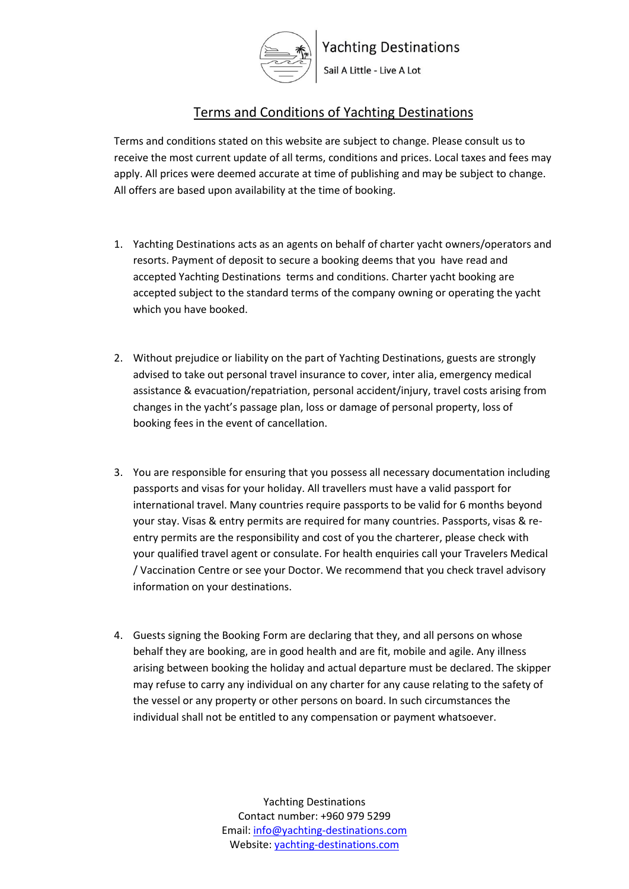Yachting Destinations

Sail A Little - Live A Lot

# Terms and Conditions of Yachting Destinations

Terms and conditions stated on this website are subject to change. Please consult us to receive the most current update of all terms, conditions and prices. Local taxes and fees may apply. All prices were deemed accurate at time of publishing and may be subject to change. All offers are based upon availability at the time of booking.

1. Yachting Destinations acts as an agents on behalf of charter yacht owners/operators and resorts. Payment of deposit to secure a booking deems that you have read and accepted Yachting Destinations terms and conditions. Charter yacht booking are accepted subject to the standard terms of the company owning or operating the yacht which you have booked.

2. Without prejudice or liability on the part of Yachting Destinations, guests are strongly advised to take out personal travel insurance to cover, inter alia, emergency medical assistance & evacuation/repatriation, personal accident/injury, travel costs arising from changes in the yacht's passage plan, loss or damage of personal property, loss of booking fees in the event of cancellation.

3. You are responsible for ensuring that you possess all necessary documentation including passports and visas for your holiday. All travellers must have a valid passport for international travel. Many countries require passports to be valid for 6 months beyond your stay. Visas & entry permits are required for many countries. Passports, visas & re-entry permits are the responsibility and cost of you the charterer, please check with your qualified travel agent or consulate. For health enquiries call your Travelers Medical / Vaccination Centre or see your Doctor. We recommend that you check travel advisory information on your destinations.

4. Guests signing the Booking Form are declaring that they, and all persons on whose behalf they are booking, are in good health and are fit, mobile and agile. Any illness arising between booking the holiday and actual departure must be declared. The skipper may refuse to carry any individual on any charter for any cause relating to the safety of the vessel or any property or other persons on board. In such circumstances the individual shall not be entitled to any compensation or payment whatsoever.

Yachting Destinations
Contact number: +960 979 5299
Email: info@yachting-destinations.com
Website: yachting-destinations.com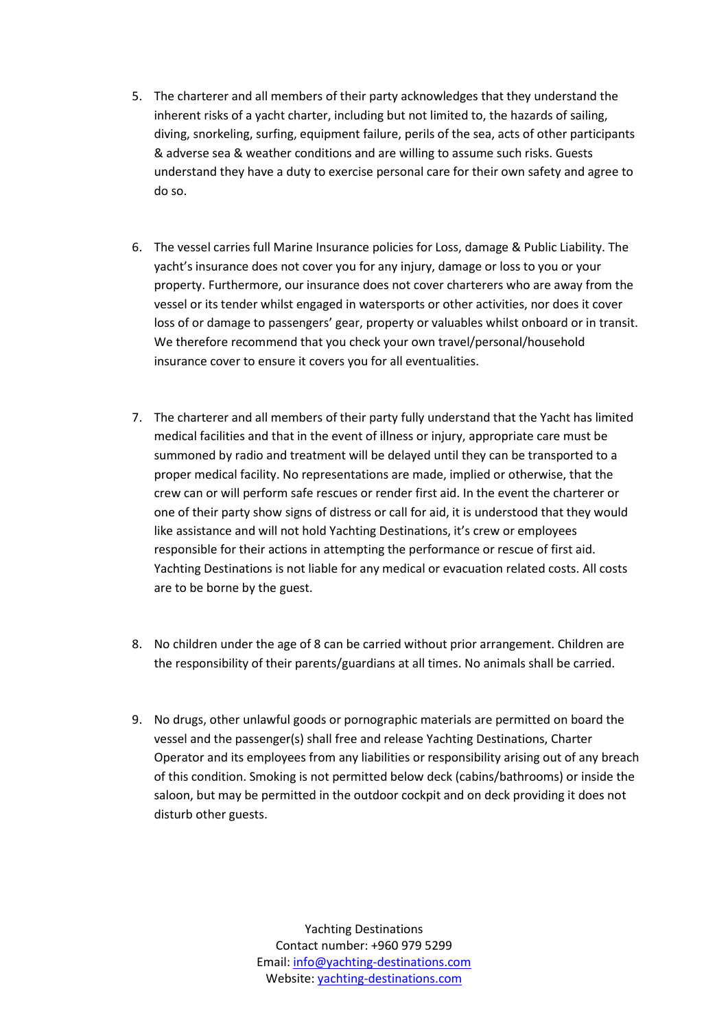5. The charterer and all members of their party acknowledges that they understand the inherent risks of a yacht charter, including but not limited to, the hazards of sailing, diving, snorkeling, surfing, equipment failure, perils of the sea, acts of other participants & adverse sea & weather conditions and are willing to assume such risks. Guests understand they have a duty to exercise personal care for their own safety and agree to do so.

6. The vessel carries full Marine Insurance policies for Loss, damage & Public Liability. The yacht's insurance does not cover you for any injury, damage or loss to you or your property. Furthermore, our insurance does not cover charterers who are away from the vessel or its tender whilst engaged in watersports or other activities, nor does it cover loss of or damage to passengers' gear, property or valuables whilst onboard or in transit. We therefore recommend that you check your own travel/personal/household insurance cover to ensure it covers you for all eventualities.

7. The charterer and all members of their party fully understand that the Yacht has limited medical facilities and that in the event of illness or injury, appropriate care must be summoned by radio and treatment will be delayed until they can be transported to a proper medical facility. No representations are made, implied or otherwise, that the crew can or will perform safe rescues or render first aid. In the event the charterer or one of their party show signs of distress or call for aid, it is understood that they would like assistance and will not hold Yachting Destinations, it's crew or employees responsible for their actions in attempting the performance or rescue of first aid. Yachting Destinations is not liable for any medical or evacuation related costs. All costs are to be borne by the guest.

8. No children under the age of 8 can be carried without prior arrangement. Children are the responsibility of their parents/guardians at all times. No animals shall be carried.

9. No drugs, other unlawful goods or pornographic materials are permitted on board the vessel and the passenger(s) shall free and release Yachting Destinations, Charter Operator and its employees from any liabilities or responsibility arising out of any breach of this condition. Smoking is not permitted below deck (cabins/bathrooms) or inside the saloon, but may be permitted in the outdoor cockpit and on deck providing it does not disturb other guests.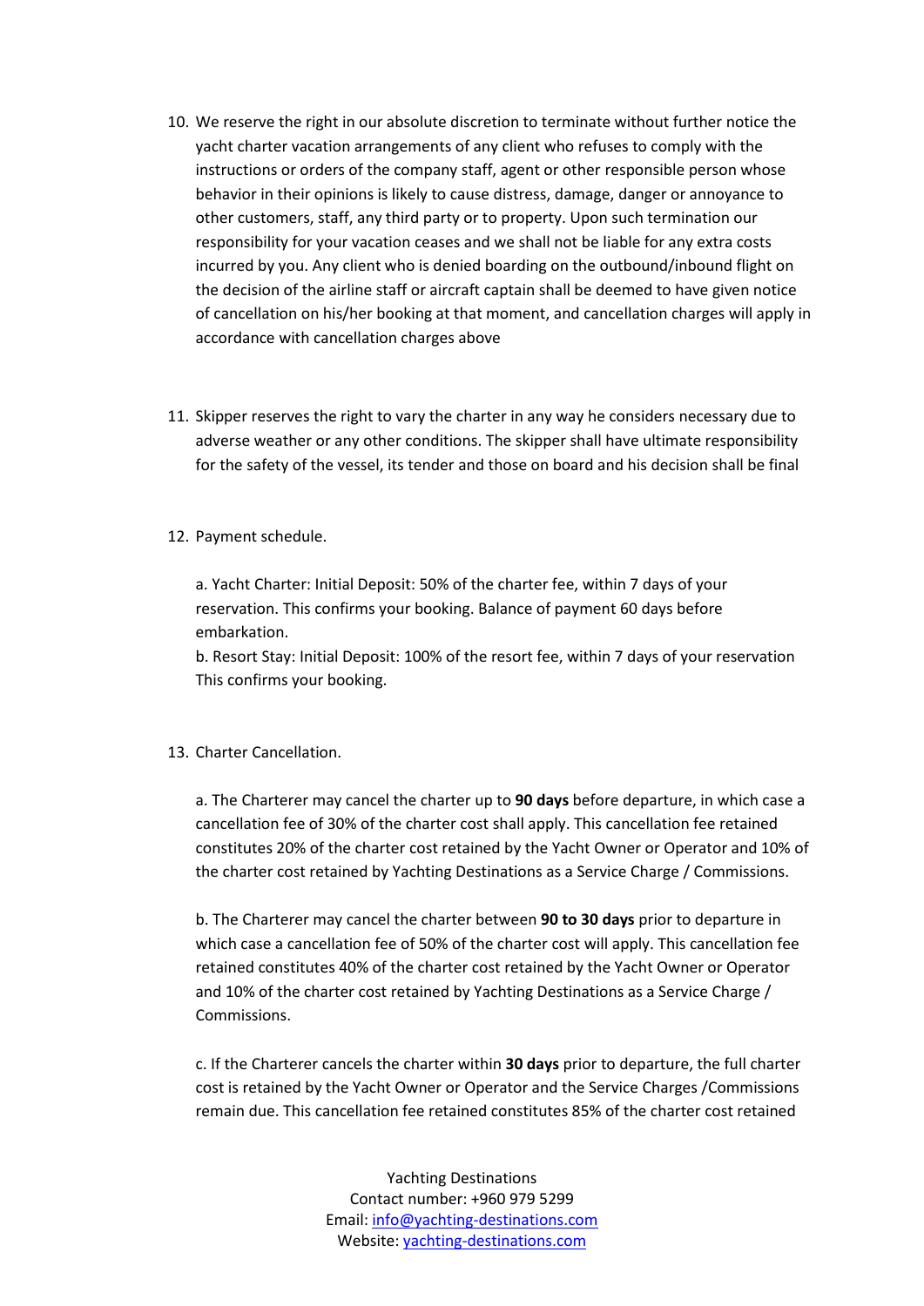10. We reserve the right in our absolute discretion to terminate without further notice the yacht charter vacation arrangements of any client who refuses to comply with the instructions or orders of the company staff, agent or other responsible person whose behavior in their opinions is likely to cause distress, damage, danger or annoyance to other customers, staff, any third party or to property. Upon such termination our responsibility for your vacation ceases and we shall not be liable for any extra costs incurred by you. Any client who is denied boarding on the outbound/inbound flight on the decision of the airline staff or aircraft captain shall be deemed to have given notice of cancellation on his/her booking at that moment, and cancellation charges will apply in accordance with cancellation charges above

11. Skipper reserves the right to vary the charter in any way he considers necessary due to adverse weather or any other conditions. The skipper shall have ultimate responsibility for the safety of the vessel, its tender and those on board and his decision shall be final

12. Payment schedule.

    a. Yacht Charter: Initial Deposit: 50% of the charter fee, within 7 days of your reservation. This confirms your booking. Balance of payment 60 days before embarkation.
    b. Resort Stay: Initial Deposit: 100% of the resort fee, within 7 days of your reservation This confirms your booking.

13. Charter Cancellation.

    a. The Charterer may cancel the charter up to **90 days** before departure, in which case a cancellation fee of 30% of the charter cost shall apply. This cancellation fee retained constitutes 20% of the charter cost retained by the Yacht Owner or Operator and 10% of the charter cost retained by Yachting Destinations as a Service Charge / Commissions.

    b. The Charterer may cancel the charter between **90 to 30 days** prior to departure in which case a cancellation fee of 50% of the charter cost will apply. This cancellation fee retained constitutes 40% of the charter cost retained by the Yacht Owner or Operator and 10% of the charter cost retained by Yachting Destinations as a Service Charge / Commissions.

    c. If the Charterer cancels the charter within **30 days** prior to departure, the full charter cost is retained by the Yacht Owner or Operator and the Service Charges /Commissions remain due. This cancellation fee retained constitutes 85% of the charter cost retained

Yachting Destinations
Contact number: +960 979 5299
Email: info@yachting-destinations.com
Website: yachting-destinations.com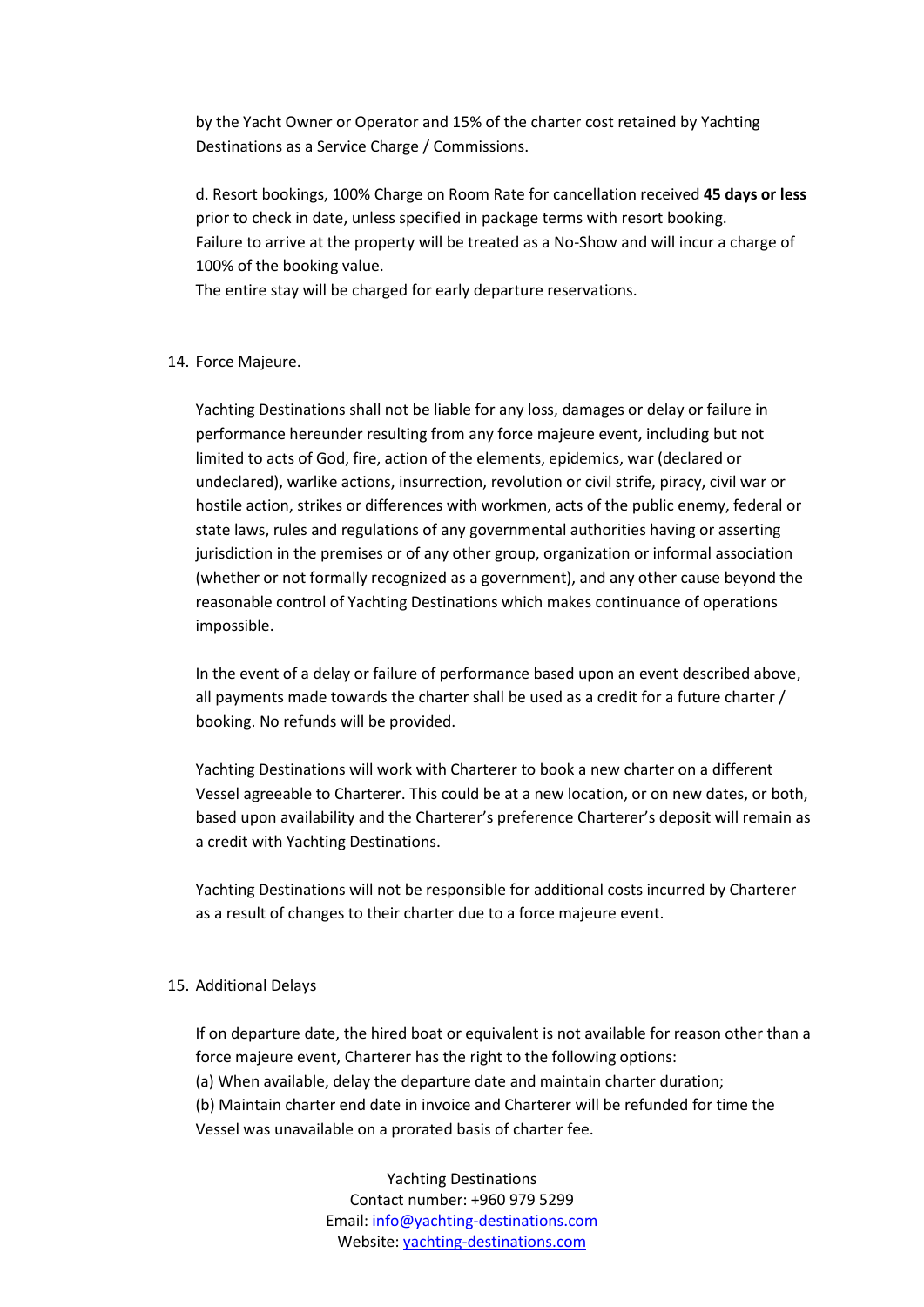by the Yacht Owner or Operator and 15% of the charter cost retained by Yachting Destinations as a Service Charge / Commissions.

d. Resort bookings, 100% Charge on Room Rate for cancellation received **45 days or less** prior to check in date, unless specified in package terms with resort booking.
Failure to arrive at the property will be treated as a No-Show and will incur a charge of 100% of the booking value.
The entire stay will be charged for early departure reservations.

14. Force Majeure.

Yachting Destinations shall not be liable for any loss, damages or delay or failure in performance hereunder resulting from any force majeure event, including but not limited to acts of God, fire, action of the elements, epidemics, war (declared or undeclared), warlike actions, insurrection, revolution or civil strife, piracy, civil war or hostile action, strikes or differences with workmen, acts of the public enemy, federal or state laws, rules and regulations of any governmental authorities having or asserting jurisdiction in the premises or of any other group, organization or informal association (whether or not formally recognized as a government), and any other cause beyond the reasonable control of Yachting Destinations which makes continuance of operations impossible.

In the event of a delay or failure of performance based upon an event described above, all payments made towards the charter shall be used as a credit for a future charter / booking. No refunds will be provided.

Yachting Destinations will work with Charterer to book a new charter on a different Vessel agreeable to Charterer. This could be at a new location, or on new dates, or both, based upon availability and the Charterer's preference Charterer's deposit will remain as a credit with Yachting Destinations.

Yachting Destinations will not be responsible for additional costs incurred by Charterer as a result of changes to their charter due to a force majeure event.

15. Additional Delays

If on departure date, the hired boat or equivalent is not available for reason other than a force majeure event, Charterer has the right to the following options:
(a) When available, delay the departure date and maintain charter duration;
(b) Maintain charter end date in invoice and Charterer will be refunded for time the Vessel was unavailable on a prorated basis of charter fee.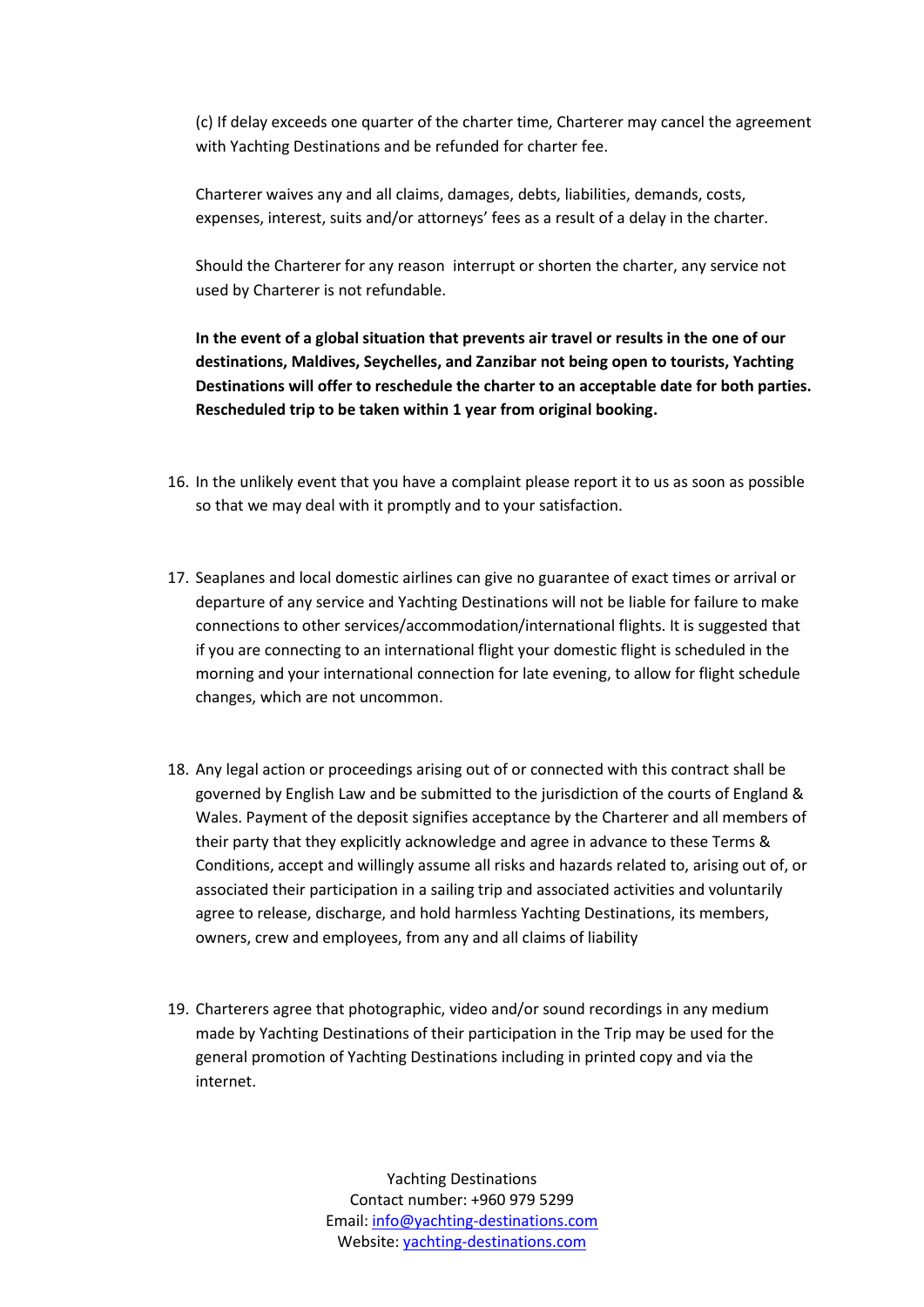(c) If delay exceeds one quarter of the charter time, Charterer may cancel the agreement with Yachting Destinations and be refunded for charter fee.

Charterer waives any and all claims, damages, debts, liabilities, demands, costs, expenses, interest, suits and/or attorneys' fees as a result of a delay in the charter.

Should the Charterer for any reason interrupt or shorten the charter, any service not used by Charterer is not refundable.

**In the event of a global situation that prevents air travel or results in the one of our destinations, Maldives, Seychelles, and Zanzibar not being open to tourists, Yachting Destinations will offer to reschedule the charter to an acceptable date for both parties. Rescheduled trip to be taken within 1 year from original booking.**

16. In the unlikely event that you have a complaint please report it to us as soon as possible so that we may deal with it promptly and to your satisfaction.

17. Seaplanes and local domestic airlines can give no guarantee of exact times or arrival or departure of any service and Yachting Destinations will not be liable for failure to make connections to other services/accommodation/international flights. It is suggested that if you are connecting to an international flight your domestic flight is scheduled in the morning and your international connection for late evening, to allow for flight schedule changes, which are not uncommon.

18. Any legal action or proceedings arising out of or connected with this contract shall be governed by English Law and be submitted to the jurisdiction of the courts of England & Wales. Payment of the deposit signifies acceptance by the Charterer and all members of their party that they explicitly acknowledge and agree in advance to these Terms & Conditions, accept and willingly assume all risks and hazards related to, arising out of, or associated their participation in a sailing trip and associated activities and voluntarily agree to release, discharge, and hold harmless Yachting Destinations, its members, owners, crew and employees, from any and all claims of liability

19. Charterers agree that photographic, video and/or sound recordings in any medium made by Yachting Destinations of their participation in the Trip may be used for the general promotion of Yachting Destinations including in printed copy and via the internet.

Yachting Destinations
Contact number: +960 979 5299
Email: info@yachting-destinations.com
Website: yachting-destinations.com